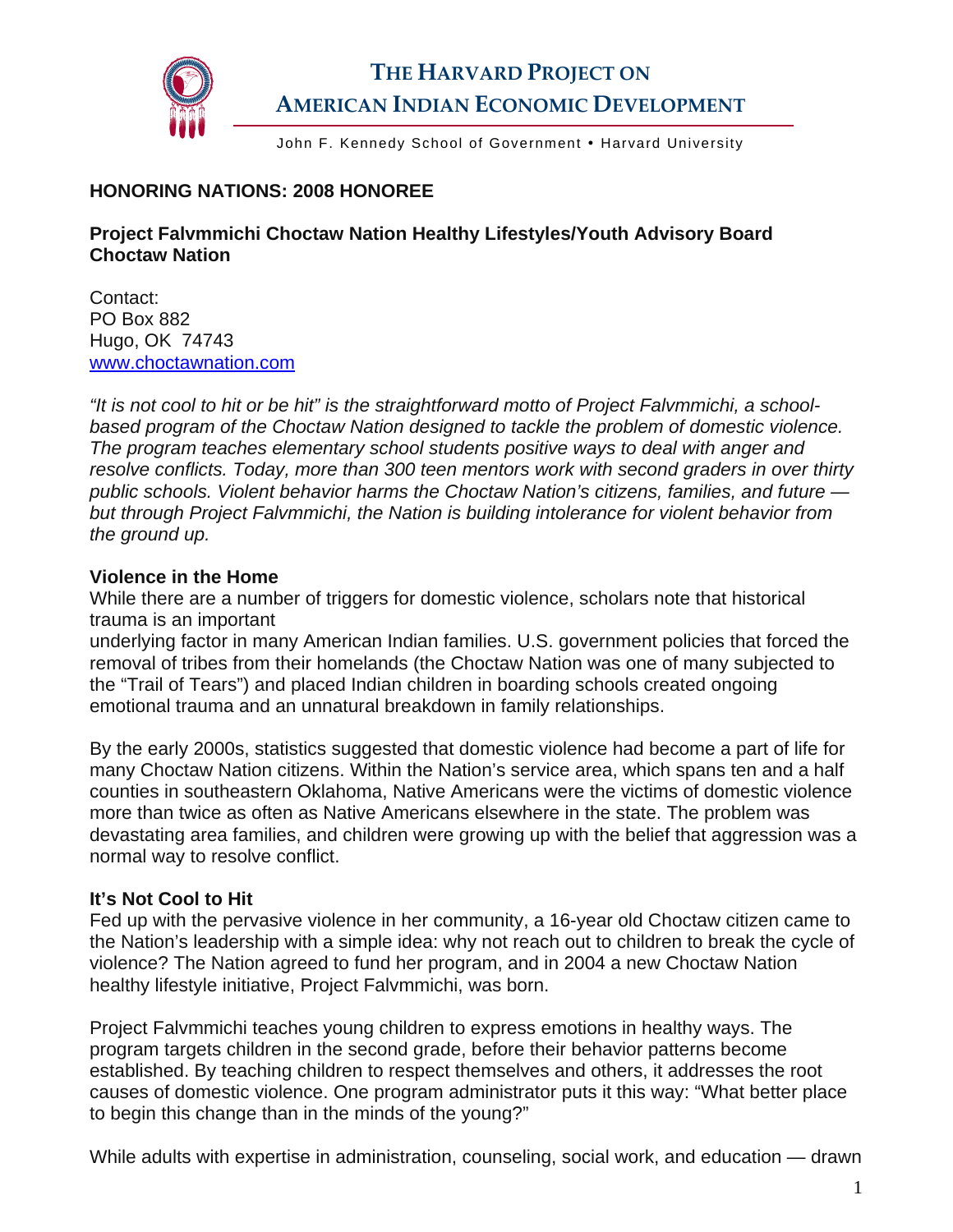# THE HARVARD PROJECT ON AMERICAN INDIAN ECONOMIC DEVELOPMENT

John F. Kennedy School of Government • Harvard University

**HONORING NATIONS: 2008 HONOREE**

**Project Falvmmichi Choctaw Nation Healthy Lifestyles/Youth Advisory Board**
**Choctaw Nation**

Contact:
PO Box 882
Hugo, OK 74743
[www.choctawnation.com](www.choctawnation.com)

*"It is not cool to hit or be hit" is the straightforward motto of Project Falvmmichi, a school-based program of the Choctaw Nation designed to tackle the problem of domestic violence. The program teaches elementary school students positive ways to deal with anger and resolve conflicts. Today, more than 300 teen mentors work with second graders in over thirty public schools. Violent behavior harms the Choctaw Nation's citizens, families, and future — but through Project Falvmmichi, the Nation is building intolerance for violent behavior from the ground up.*

**Violence in the Home**

While there are a number of triggers for domestic violence, scholars note that historical trauma is an important underlying factor in many American Indian families. U.S. government policies that forced the removal of tribes from their homelands (the Choctaw Nation was one of many subjected to the "Trail of Tears") and placed Indian children in boarding schools created ongoing emotional trauma and an unnatural breakdown in family relationships.

By the early 2000s, statistics suggested that domestic violence had become a part of life for many Choctaw Nation citizens. Within the Nation's service area, which spans ten and a half counties in southeastern Oklahoma, Native Americans were the victims of domestic violence more than twice as often as Native Americans elsewhere in the state. The problem was devastating area families, and children were growing up with the belief that aggression was a normal way to resolve conflict.

**It's Not Cool to Hit**

Fed up with the pervasive violence in her community, a 16-year old Choctaw citizen came to the Nation's leadership with a simple idea: why not reach out to children to break the cycle of violence? The Nation agreed to fund her program, and in 2004 a new Choctaw Nation healthy lifestyle initiative, Project Falvmmichi, was born.

Project Falvmmichi teaches young children to express emotions in healthy ways. The program targets children in the second grade, before their behavior patterns become established. By teaching children to respect themselves and others, it addresses the root causes of domestic violence. One program administrator puts it this way: "What better place to begin this change than in the minds of the young?"

While adults with expertise in administration, counseling, social work, and education — drawn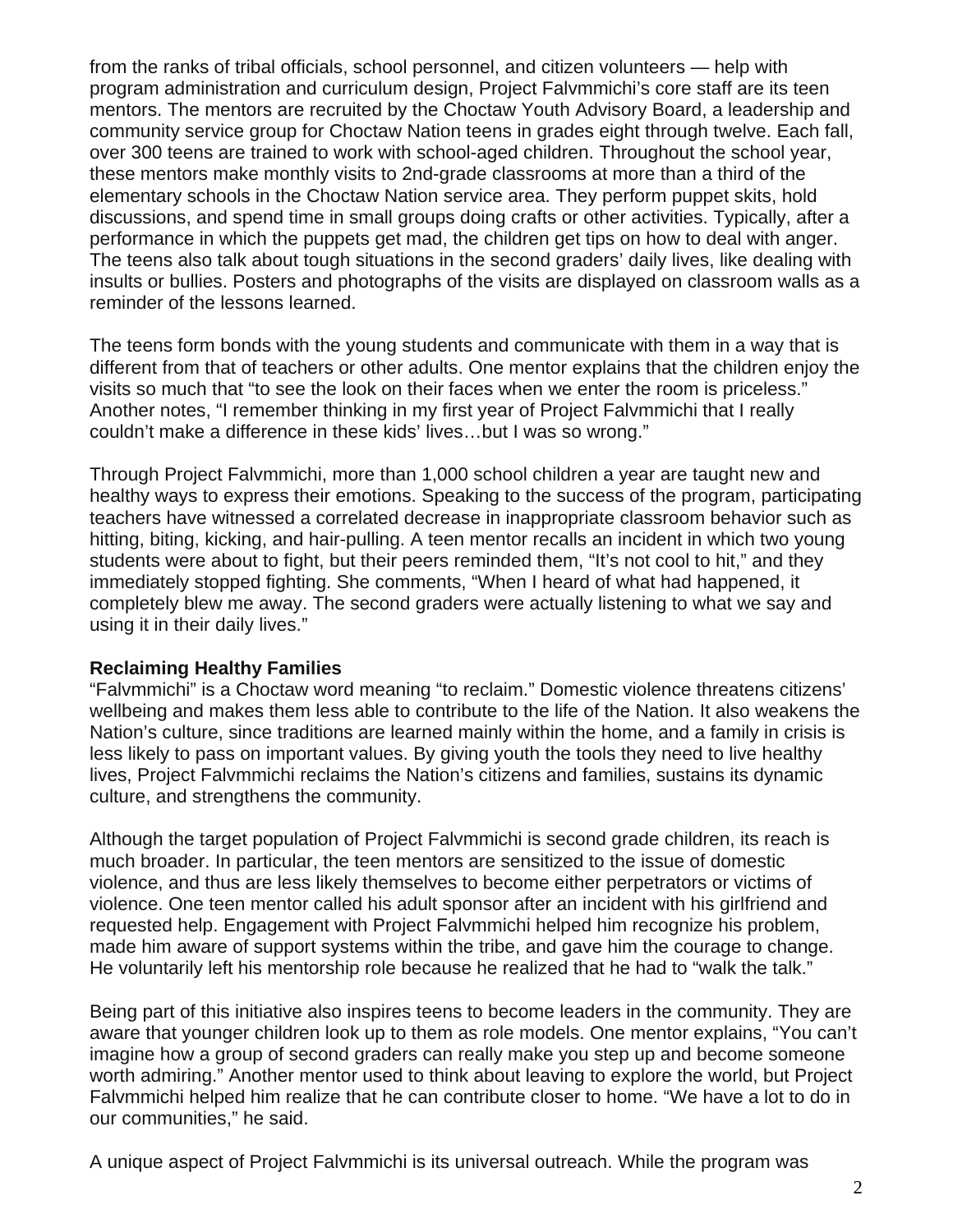from the ranks of tribal officials, school personnel, and citizen volunteers — help with program administration and curriculum design, Project Falvmmichi's core staff are its teen mentors. The mentors are recruited by the Choctaw Youth Advisory Board, a leadership and community service group for Choctaw Nation teens in grades eight through twelve. Each fall, over 300 teens are trained to work with school-aged children. Throughout the school year, these mentors make monthly visits to 2nd-grade classrooms at more than a third of the elementary schools in the Choctaw Nation service area. They perform puppet skits, hold discussions, and spend time in small groups doing crafts or other activities. Typically, after a performance in which the puppets get mad, the children get tips on how to deal with anger. The teens also talk about tough situations in the second graders' daily lives, like dealing with insults or bullies. Posters and photographs of the visits are displayed on classroom walls as a reminder of the lessons learned.

The teens form bonds with the young students and communicate with them in a way that is different from that of teachers or other adults. One mentor explains that the children enjoy the visits so much that "to see the look on their faces when we enter the room is priceless." Another notes, "I remember thinking in my first year of Project Falvmmichi that I really couldn't make a difference in these kids' lives…but I was so wrong."

Through Project Falvmmichi, more than 1,000 school children a year are taught new and healthy ways to express their emotions. Speaking to the success of the program, participating teachers have witnessed a correlated decrease in inappropriate classroom behavior such as hitting, biting, kicking, and hair-pulling. A teen mentor recalls an incident in which two young students were about to fight, but their peers reminded them, "It's not cool to hit," and they immediately stopped fighting. She comments, "When I heard of what had happened, it completely blew me away. The second graders were actually listening to what we say and using it in their daily lives."

**Reclaiming Healthy Families**

"Falvmmichi" is a Choctaw word meaning "to reclaim." Domestic violence threatens citizens' wellbeing and makes them less able to contribute to the life of the Nation. It also weakens the Nation's culture, since traditions are learned mainly within the home, and a family in crisis is less likely to pass on important values. By giving youth the tools they need to live healthy lives, Project Falvmmichi reclaims the Nation's citizens and families, sustains its dynamic culture, and strengthens the community.

Although the target population of Project Falvmmichi is second grade children, its reach is much broader. In particular, the teen mentors are sensitized to the issue of domestic violence, and thus are less likely themselves to become either perpetrators or victims of violence. One teen mentor called his adult sponsor after an incident with his girlfriend and requested help. Engagement with Project Falvmmichi helped him recognize his problem, made him aware of support systems within the tribe, and gave him the courage to change. He voluntarily left his mentorship role because he realized that he had to "walk the talk."

Being part of this initiative also inspires teens to become leaders in the community. They are aware that younger children look up to them as role models. One mentor explains, "You can't imagine how a group of second graders can really make you step up and become someone worth admiring." Another mentor used to think about leaving to explore the world, but Project Falvmmichi helped him realize that he can contribute closer to home. "We have a lot to do in our communities," he said.

A unique aspect of Project Falvmmichi is its universal outreach. While the program was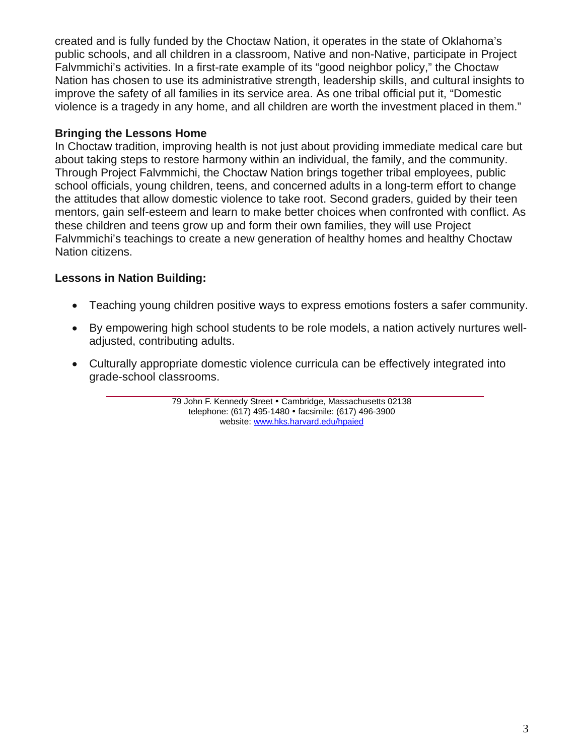created and is fully funded by the Choctaw Nation, it operates in the state of Oklahoma's public schools, and all children in a classroom, Native and non-Native, participate in Project Falvmmichi's activities. In a first-rate example of its "good neighbor policy," the Choctaw Nation has chosen to use its administrative strength, leadership skills, and cultural insights to improve the safety of all families in its service area. As one tribal official put it, "Domestic violence is a tragedy in any home, and all children are worth the investment placed in them."

**Bringing the Lessons Home**

In Choctaw tradition, improving health is not just about providing immediate medical care but about taking steps to restore harmony within an individual, the family, and the community. Through Project Falvmmichi, the Choctaw Nation brings together tribal employees, public school officials, young children, teens, and concerned adults in a long-term effort to change the attitudes that allow domestic violence to take root. Second graders, guided by their teen mentors, gain self-esteem and learn to make better choices when confronted with conflict. As these children and teens grow up and form their own families, they will use Project Falvmmichi's teachings to create a new generation of healthy homes and healthy Choctaw Nation citizens.

**Lessons in Nation Building:**

- Teaching young children positive ways to express emotions fosters a safer community.
- By empowering high school students to be role models, a nation actively nurtures well-adjusted, contributing adults.
- Culturally appropriate domestic violence curricula can be effectively integrated into grade-school classrooms.

79 John F. Kennedy Street • Cambridge, Massachusetts 02138
telephone: (617) 495-1480 • facsimile: (617) 496-3900
website: www.hks.harvard.edu/hpaied